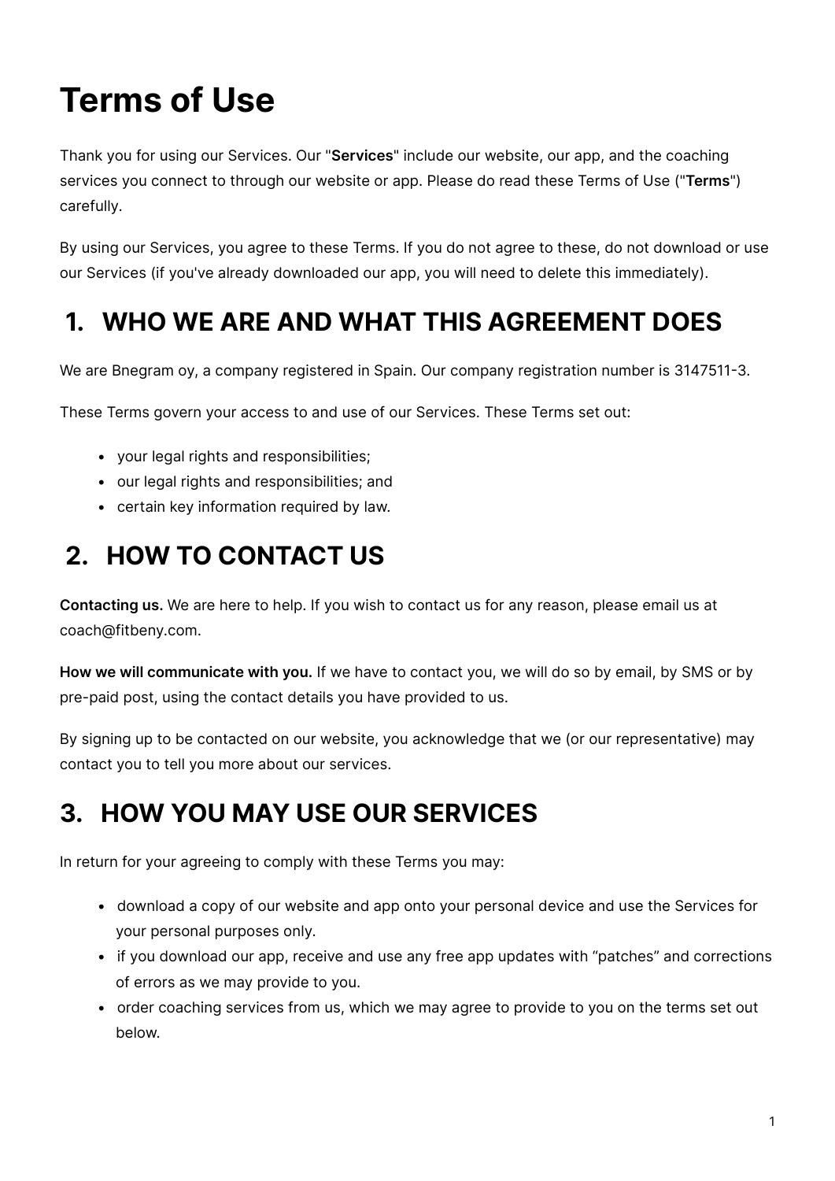# Terms of Use

Thank you for using our Services. Our "**Services**" include our website, our app, and the coaching services you connect to through our website or app. Please do read these Terms of Use ("**Terms**") carefully.

By using our Services, you agree to these Terms. If you do not agree to these, do not download or use our Services (if you've already downloaded our app, you will need to delete this immediately).

## 1. WHO WE ARE AND WHAT THIS AGREEMENT DOES

We are Bnegram oy, a company registered in Spain. Our company registration number is 3147511-3.

These Terms govern your access to and use of our Services. These Terms set out:

- your legal rights and responsibilities;
- our legal rights and responsibilities; and
- certain key information required by law.

## 2. HOW TO CONTACT US

**Contacting us.** We are here to help. If you wish to contact us for any reason, please email us at coach@fitbeny.com.

**How we will communicate with you.** If we have to contact you, we will do so by email, by SMS or by pre-paid post, using the contact details you have provided to us.

By signing up to be contacted on our website, you acknowledge that we (or our representative) may contact you to tell you more about our services.

## 3. HOW YOU MAY USE OUR SERVICES

In return for your agreeing to comply with these Terms you may:

- download a copy of our website and app onto your personal device and use the Services for your personal purposes only.
- if you download our app, receive and use any free app updates with "patches" and corrections of errors as we may provide to you.
- order coaching services from us, which we may agree to provide to you on the terms set out below.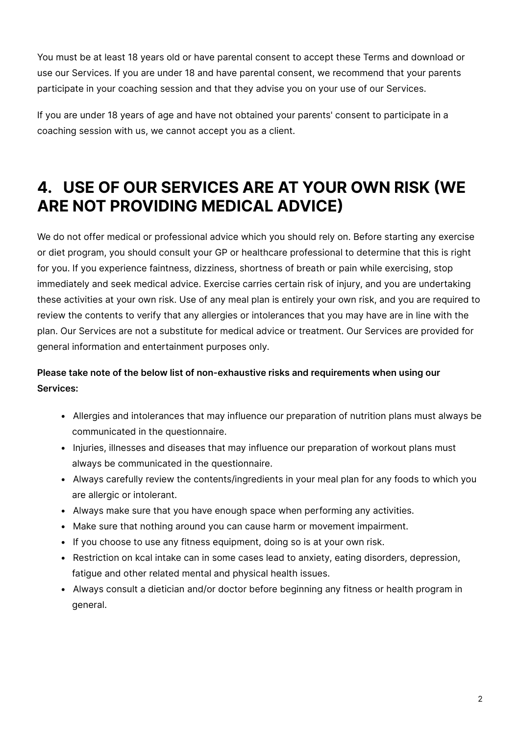You must be at least 18 years old or have parental consent to accept these Terms and download or use our Services. If you are under 18 and have parental consent, we recommend that your parents participate in your coaching session and that they advise you on your use of our Services.

If you are under 18 years of age and have not obtained your parents' consent to participate in a coaching session with us, we cannot accept you as a client.

## 4. USE OF OUR SERVICES ARE AT YOUR OWN RISK (WE ARE NOT PROVIDING MEDICAL ADVICE)

We do not offer medical or professional advice which you should rely on. Before starting any exercise or diet program, you should consult your GP or healthcare professional to determine that this is right for you. If you experience faintness, dizziness, shortness of breath or pain while exercising, stop immediately and seek medical advice. Exercise carries certain risk of injury, and you are undertaking these activities at your own risk. Use of any meal plan is entirely your own risk, and you are required to review the contents to verify that any allergies or intolerances that you may have are in line with the plan. Our Services are not a substitute for medical advice or treatment. Our Services are provided for general information and entertainment purposes only.

**Please take note of the below list of non-exhaustive risks and requirements when using our Services:**

- Allergies and intolerances that may influence our preparation of nutrition plans must always be communicated in the questionnaire.
- Injuries, illnesses and diseases that may influence our preparation of workout plans must always be communicated in the questionnaire.
- Always carefully review the contents/ingredients in your meal plan for any foods to which you are allergic or intolerant.
- Always make sure that you have enough space when performing any activities.
- Make sure that nothing around you can cause harm or movement impairment.
- If you choose to use any fitness equipment, doing so is at your own risk.
- Restriction on kcal intake can in some cases lead to anxiety, eating disorders, depression, fatigue and other related mental and physical health issues.
- Always consult a dietician and/or doctor before beginning any fitness or health program in general.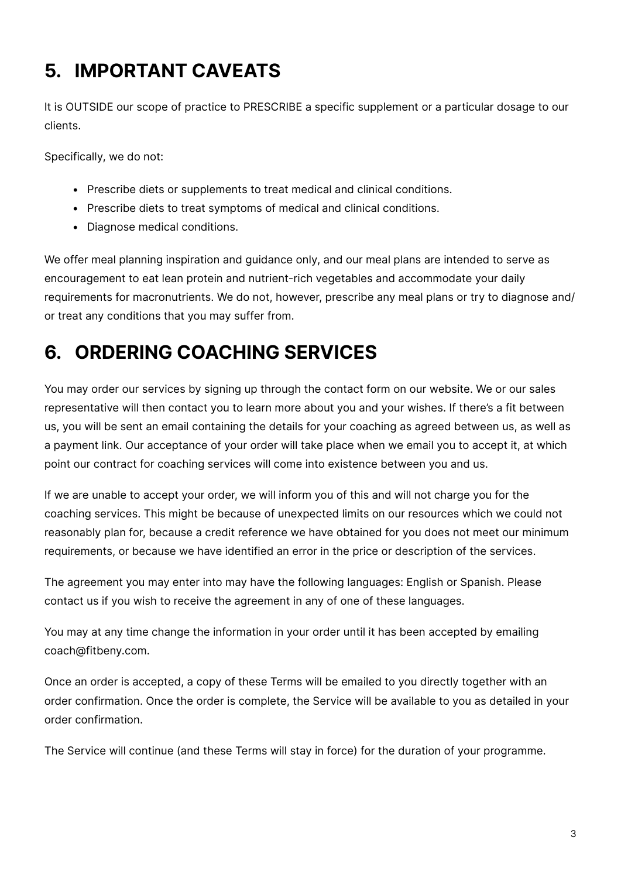## 5. IMPORTANT CAVEATS

It is OUTSIDE our scope of practice to PRESCRIBE a specific supplement or a particular dosage to our clients.

Specifically, we do not:

- Prescribe diets or supplements to treat medical and clinical conditions.
- Prescribe diets to treat symptoms of medical and clinical conditions.
- Diagnose medical conditions.

We offer meal planning inspiration and guidance only, and our meal plans are intended to serve as encouragement to eat lean protein and nutrient-rich vegetables and accommodate your daily requirements for macronutrients. We do not, however, prescribe any meal plans or try to diagnose and/or treat any conditions that you may suffer from.

## 6. ORDERING COACHING SERVICES

You may order our services by signing up through the contact form on our website. We or our sales representative will then contact you to learn more about you and your wishes. If there's a fit between us, you will be sent an email containing the details for your coaching as agreed between us, as well as a payment link. Our acceptance of your order will take place when we email you to accept it, at which point our contract for coaching services will come into existence between you and us.

If we are unable to accept your order, we will inform you of this and will not charge you for the coaching services. This might be because of unexpected limits on our resources which we could not reasonably plan for, because a credit reference we have obtained for you does not meet our minimum requirements, or because we have identified an error in the price or description of the services.

The agreement you may enter into may have the following languages: English or Spanish. Please contact us if you wish to receive the agreement in any of one of these languages.

You may at any time change the information in your order until it has been accepted by emailing coach@fitbeny.com.

Once an order is accepted, a copy of these Terms will be emailed to you directly together with an order confirmation. Once the order is complete, the Service will be available to you as detailed in your order confirmation.

The Service will continue (and these Terms will stay in force) for the duration of your programme.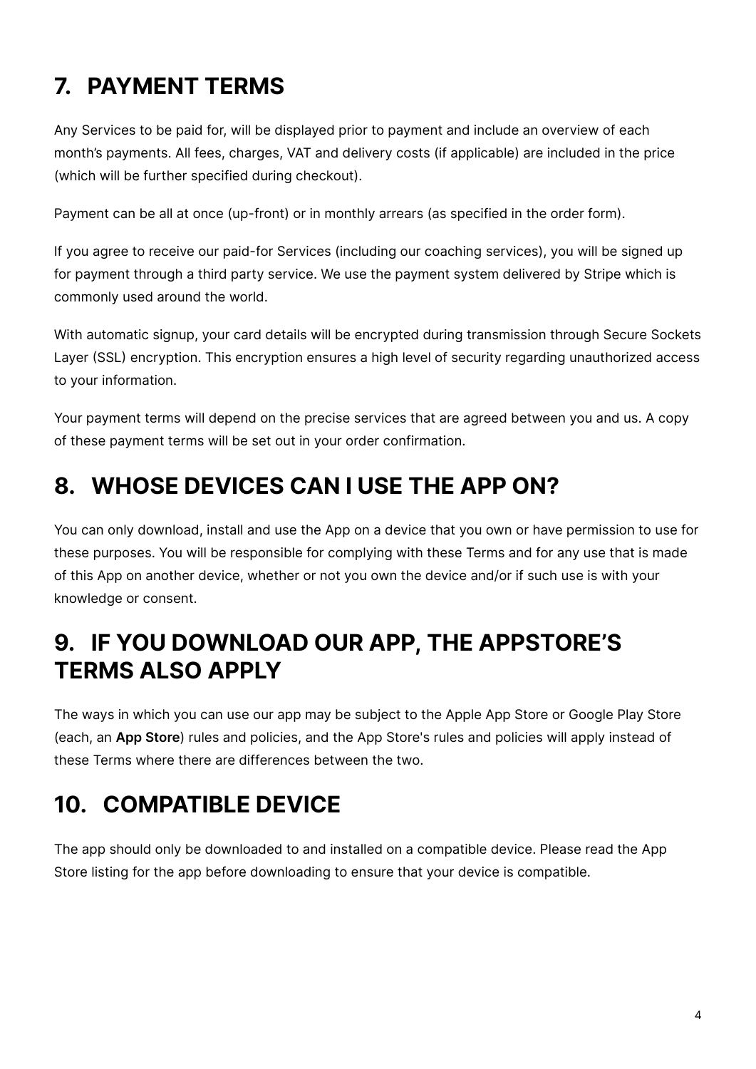## 7. PAYMENT TERMS

Any Services to be paid for, will be displayed prior to payment and include an overview of each month's payments. All fees, charges, VAT and delivery costs (if applicable) are included in the price (which will be further specified during checkout).

Payment can be all at once (up-front) or in monthly arrears (as specified in the order form).

If you agree to receive our paid-for Services (including our coaching services), you will be signed up for payment through a third party service. We use the payment system delivered by Stripe which is commonly used around the world.

With automatic signup, your card details will be encrypted during transmission through Secure Sockets Layer (SSL) encryption. This encryption ensures a high level of security regarding unauthorized access to your information.

Your payment terms will depend on the precise services that are agreed between you and us. A copy of these payment terms will be set out in your order confirmation.

## 8. WHOSE DEVICES CAN I USE THE APP ON?

You can only download, install and use the App on a device that you own or have permission to use for these purposes. You will be responsible for complying with these Terms and for any use that is made of this App on another device, whether or not you own the device and/or if such use is with your knowledge or consent.

## 9. IF YOU DOWNLOAD OUR APP, THE APPSTORE'S TERMS ALSO APPLY

The ways in which you can use our app may be subject to the Apple App Store or Google Play Store (each, an **App Store**) rules and policies, and the App Store's rules and policies will apply instead of these Terms where there are differences between the two.

## 10. COMPATIBLE DEVICE

The app should only be downloaded to and installed on a compatible device. Please read the App Store listing for the app before downloading to ensure that your device is compatible.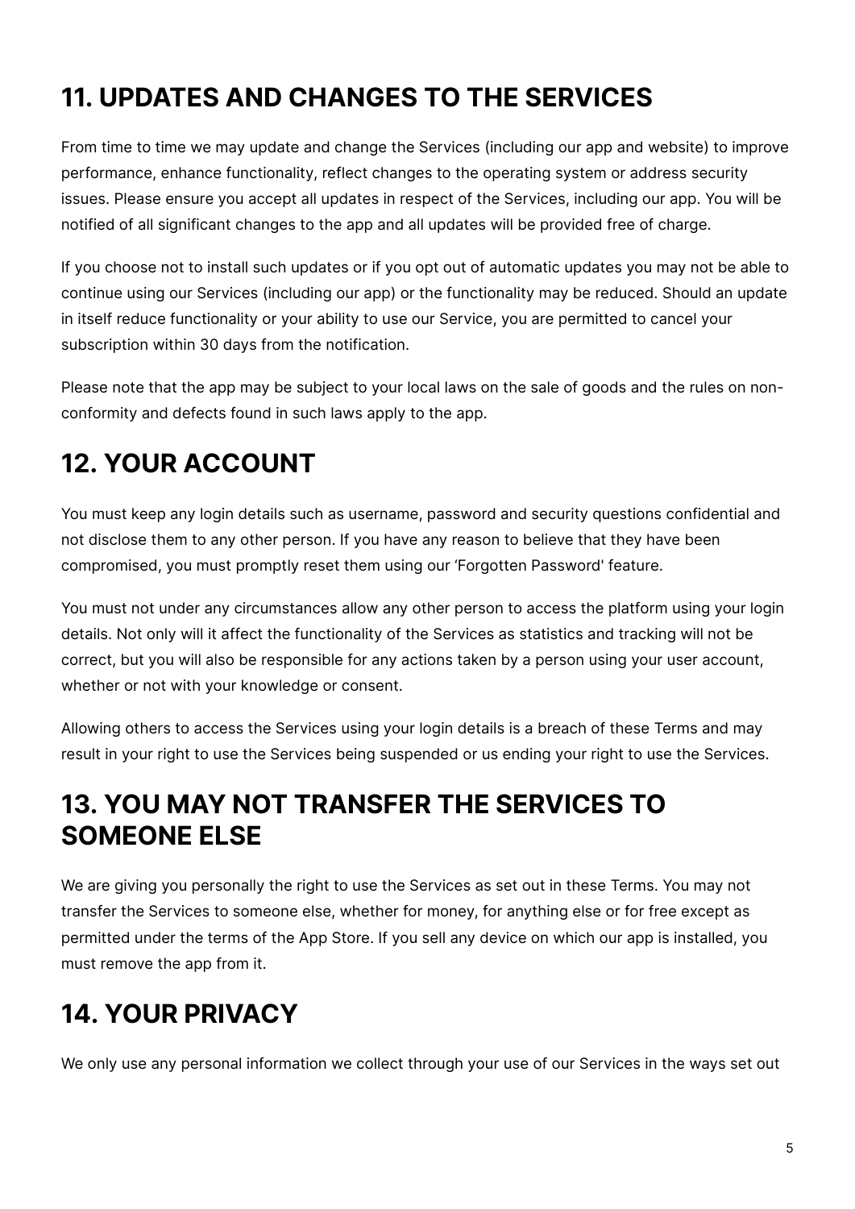## 11. UPDATES AND CHANGES TO THE SERVICES

From time to time we may update and change the Services (including our app and website) to improve performance, enhance functionality, reflect changes to the operating system or address security issues. Please ensure you accept all updates in respect of the Services, including our app. You will be notified of all significant changes to the app and all updates will be provided free of charge.

If you choose not to install such updates or if you opt out of automatic updates you may not be able to continue using our Services (including our app) or the functionality may be reduced. Should an update in itself reduce functionality or your ability to use our Service, you are permitted to cancel your subscription within 30 days from the notification.

Please note that the app may be subject to your local laws on the sale of goods and the rules on non-conformity and defects found in such laws apply to the app.

## 12. YOUR ACCOUNT

You must keep any login details such as username, password and security questions confidential and not disclose them to any other person. If you have any reason to believe that they have been compromised, you must promptly reset them using our 'Forgotten Password' feature.

You must not under any circumstances allow any other person to access the platform using your login details. Not only will it affect the functionality of the Services as statistics and tracking will not be correct, but you will also be responsible for any actions taken by a person using your user account, whether or not with your knowledge or consent.

Allowing others to access the Services using your login details is a breach of these Terms and may result in your right to use the Services being suspended or us ending your right to use the Services.

## 13. YOU MAY NOT TRANSFER THE SERVICES TO SOMEONE ELSE

We are giving you personally the right to use the Services as set out in these Terms. You may not transfer the Services to someone else, whether for money, for anything else or for free except as permitted under the terms of the App Store. If you sell any device on which our app is installed, you must remove the app from it.

## 14. YOUR PRIVACY

We only use any personal information we collect through your use of our Services in the ways set out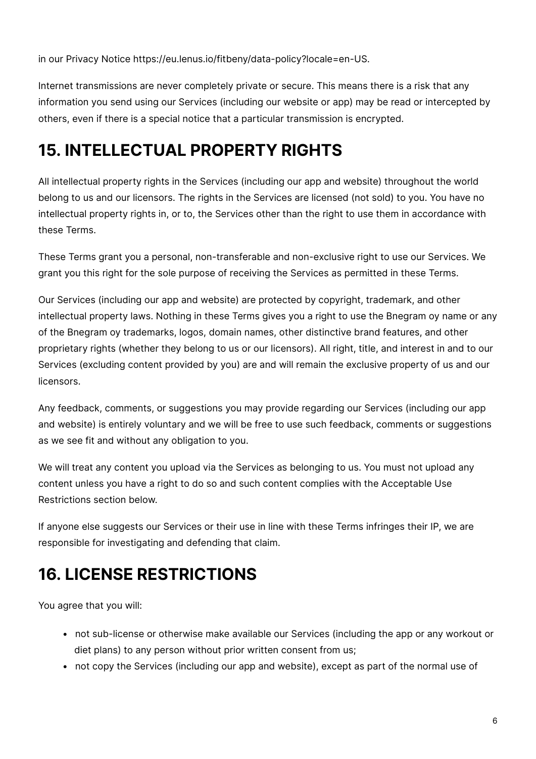in our Privacy Notice https://eu.lenus.io/fitbeny/data-policy?locale=en-US.

Internet transmissions are never completely private or secure. This means there is a risk that any information you send using our Services (including our website or app) may be read or intercepted by others, even if there is a special notice that a particular transmission is encrypted.

## 15. INTELLECTUAL PROPERTY RIGHTS

All intellectual property rights in the Services (including our app and website) throughout the world belong to us and our licensors. The rights in the Services are licensed (not sold) to you. You have no intellectual property rights in, or to, the Services other than the right to use them in accordance with these Terms.

These Terms grant you a personal, non-transferable and non-exclusive right to use our Services. We grant you this right for the sole purpose of receiving the Services as permitted in these Terms.

Our Services (including our app and website) are protected by copyright, trademark, and other intellectual property laws. Nothing in these Terms gives you a right to use the Bnegram oy name or any of the Bnegram oy trademarks, logos, domain names, other distinctive brand features, and other proprietary rights (whether they belong to us or our licensors). All right, title, and interest in and to our Services (excluding content provided by you) are and will remain the exclusive property of us and our licensors.

Any feedback, comments, or suggestions you may provide regarding our Services (including our app and website) is entirely voluntary and we will be free to use such feedback, comments or suggestions as we see fit and without any obligation to you.

We will treat any content you upload via the Services as belonging to us. You must not upload any content unless you have a right to do so and such content complies with the Acceptable Use Restrictions section below.

If anyone else suggests our Services or their use in line with these Terms infringes their IP, we are responsible for investigating and defending that claim.

## 16. LICENSE RESTRICTIONS

You agree that you will:

- not sub-license or otherwise make available our Services (including the app or any workout or diet plans) to any person without prior written consent from us;
- not copy the Services (including our app and website), except as part of the normal use of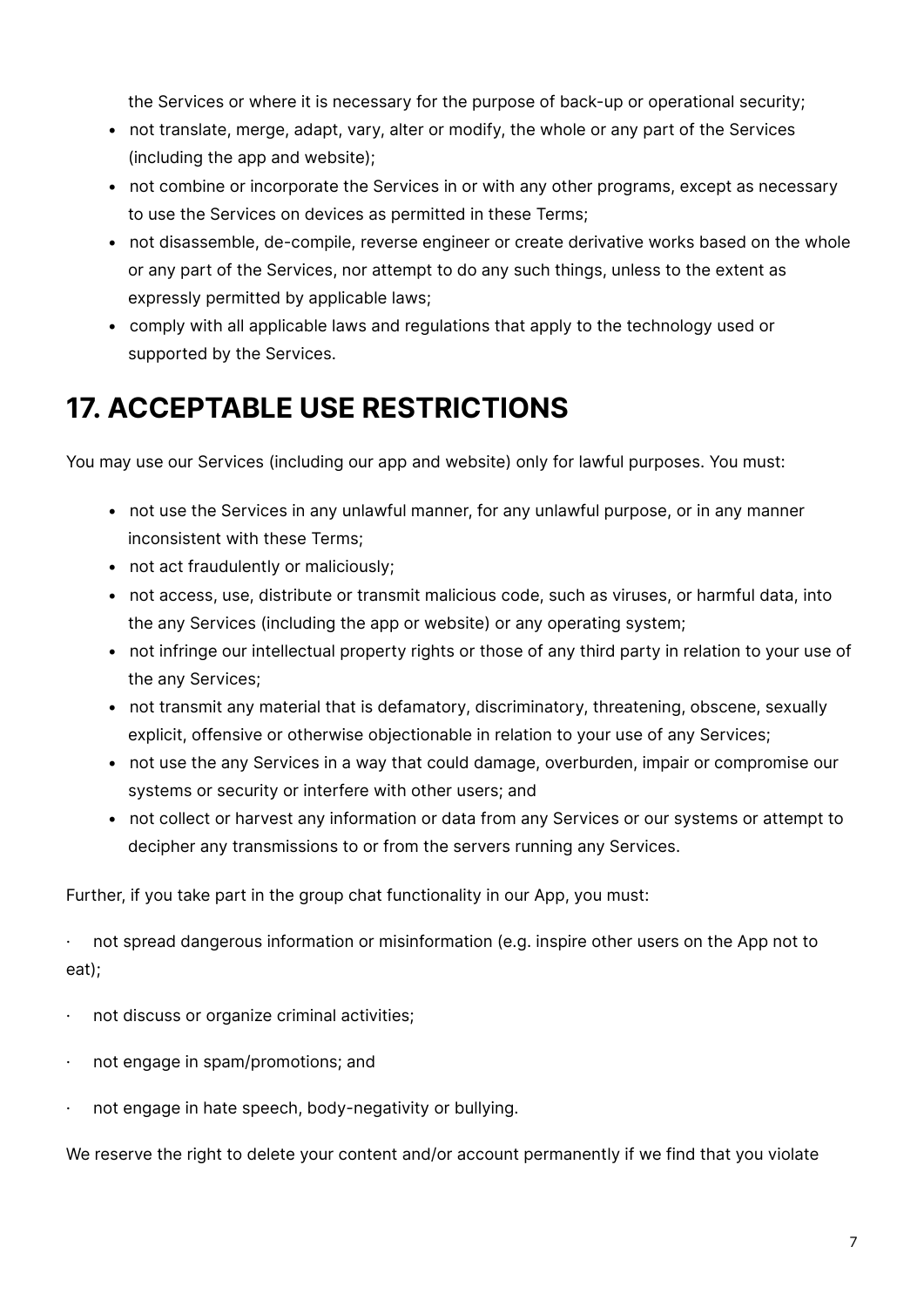the Services or where it is necessary for the purpose of back-up or operational security;

- not translate, merge, adapt, vary, alter or modify, the whole or any part of the Services (including the app and website);
- not combine or incorporate the Services in or with any other programs, except as necessary to use the Services on devices as permitted in these Terms;
- not disassemble, de-compile, reverse engineer or create derivative works based on the whole or any part of the Services, nor attempt to do any such things, unless to the extent as expressly permitted by applicable laws;
- comply with all applicable laws and regulations that apply to the technology used or supported by the Services.

# 17. ACCEPTABLE USE RESTRICTIONS

You may use our Services (including our app and website) only for lawful purposes. You must:

- not use the Services in any unlawful manner, for any unlawful purpose, or in any manner inconsistent with these Terms;
- not act fraudulently or maliciously;
- not access, use, distribute or transmit malicious code, such as viruses, or harmful data, into the any Services (including the app or website) or any operating system;
- not infringe our intellectual property rights or those of any third party in relation to your use of the any Services;
- not transmit any material that is defamatory, discriminatory, threatening, obscene, sexually explicit, offensive or otherwise objectionable in relation to your use of any Services;
- not use the any Services in a way that could damage, overburden, impair or compromise our systems or security or interfere with other users; and
- not collect or harvest any information or data from any Services or our systems or attempt to decipher any transmissions to or from the servers running any Services.

Further, if you take part in the group chat functionality in our App, you must:

· not spread dangerous information or misinformation (e.g. inspire other users on the App not to eat);

· not discuss or organize criminal activities;

· not engage in spam/promotions; and

· not engage in hate speech, body-negativity or bullying.

We reserve the right to delete your content and/or account permanently if we find that you violate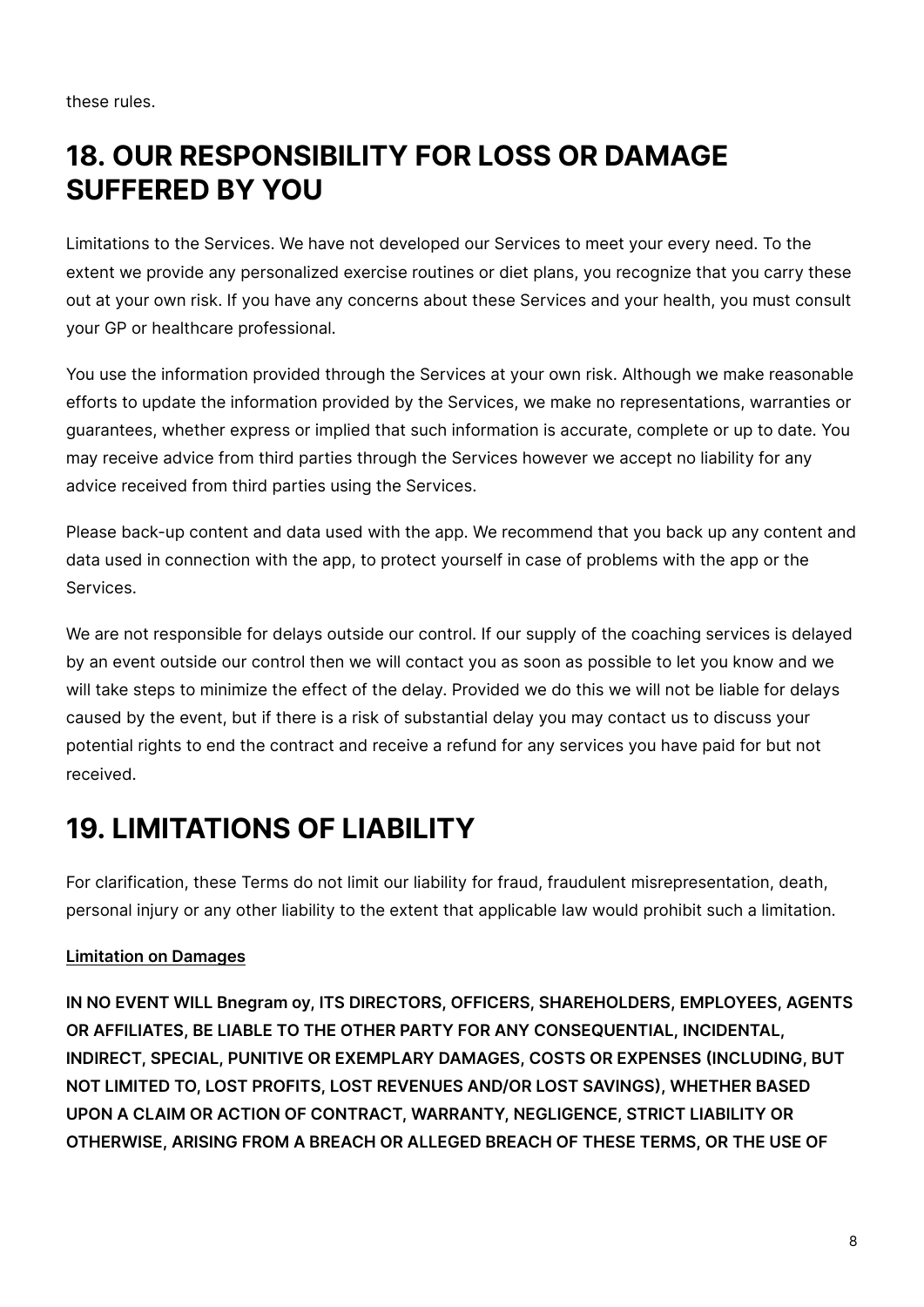these rules.

## 18. OUR RESPONSIBILITY FOR LOSS OR DAMAGE SUFFERED BY YOU

Limitations to the Services. We have not developed our Services to meet your every need. To the extent we provide any personalized exercise routines or diet plans, you recognize that you carry these out at your own risk. If you have any concerns about these Services and your health, you must consult your GP or healthcare professional.

You use the information provided through the Services at your own risk. Although we make reasonable efforts to update the information provided by the Services, we make no representations, warranties or guarantees, whether express or implied that such information is accurate, complete or up to date. You may receive advice from third parties through the Services however we accept no liability for any advice received from third parties using the Services.

Please back-up content and data used with the app. We recommend that you back up any content and data used in connection with the app, to protect yourself in case of problems with the app or the Services.

We are not responsible for delays outside our control. If our supply of the coaching services is delayed by an event outside our control then we will contact you as soon as possible to let you know and we will take steps to minimize the effect of the delay. Provided we do this we will not be liable for delays caused by the event, but if there is a risk of substantial delay you may contact us to discuss your potential rights to end the contract and receive a refund for any services you have paid for but not received.

## 19. LIMITATIONS OF LIABILITY

For clarification, these Terms do not limit our liability for fraud, fraudulent misrepresentation, death, personal injury or any other liability to the extent that applicable law would prohibit such a limitation.

**Limitation on Damages**

**IN NO EVENT WILL Bnegram oy, ITS DIRECTORS, OFFICERS, SHAREHOLDERS, EMPLOYEES, AGENTS OR AFFILIATES, BE LIABLE TO THE OTHER PARTY FOR ANY CONSEQUENTIAL, INCIDENTAL, INDIRECT, SPECIAL, PUNITIVE OR EXEMPLARY DAMAGES, COSTS OR EXPENSES (INCLUDING, BUT NOT LIMITED TO, LOST PROFITS, LOST REVENUES AND/OR LOST SAVINGS), WHETHER BASED UPON A CLAIM OR ACTION OF CONTRACT, WARRANTY, NEGLIGENCE, STRICT LIABILITY OR OTHERWISE, ARISING FROM A BREACH OR ALLEGED BREACH OF THESE TERMS, OR THE USE OF**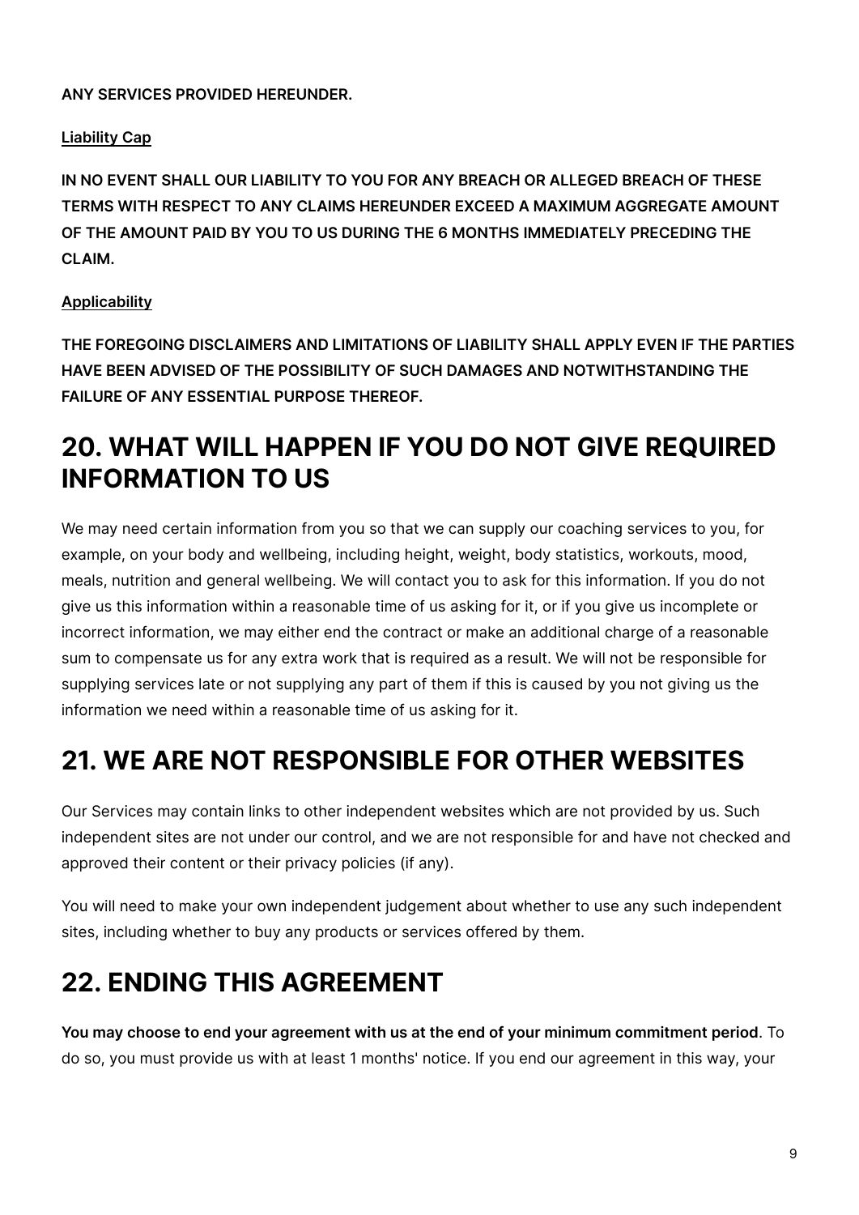**ANY SERVICES PROVIDED HEREUNDER.**

**Liability Cap**

**IN NO EVENT SHALL OUR LIABILITY TO YOU FOR ANY BREACH OR ALLEGED BREACH OF THESE TERMS WITH RESPECT TO ANY CLAIMS HEREUNDER EXCEED A MAXIMUM AGGREGATE AMOUNT OF THE AMOUNT PAID BY YOU TO US DURING THE 6 MONTHS IMMEDIATELY PRECEDING THE CLAIM.**

**Applicability**

**THE FOREGOING DISCLAIMERS AND LIMITATIONS OF LIABILITY SHALL APPLY EVEN IF THE PARTIES HAVE BEEN ADVISED OF THE POSSIBILITY OF SUCH DAMAGES AND NOTWITHSTANDING THE FAILURE OF ANY ESSENTIAL PURPOSE THEREOF.**

## 20. WHAT WILL HAPPEN IF YOU DO NOT GIVE REQUIRED INFORMATION TO US

We may need certain information from you so that we can supply our coaching services to you, for example, on your body and wellbeing, including height, weight, body statistics, workouts, mood, meals, nutrition and general wellbeing. We will contact you to ask for this information. If you do not give us this information within a reasonable time of us asking for it, or if you give us incomplete or incorrect information, we may either end the contract or make an additional charge of a reasonable sum to compensate us for any extra work that is required as a result. We will not be responsible for supplying services late or not supplying any part of them if this is caused by you not giving us the information we need within a reasonable time of us asking for it.

## 21. WE ARE NOT RESPONSIBLE FOR OTHER WEBSITES

Our Services may contain links to other independent websites which are not provided by us. Such independent sites are not under our control, and we are not responsible for and have not checked and approved their content or their privacy policies (if any).

You will need to make your own independent judgement about whether to use any such independent sites, including whether to buy any products or services offered by them.

## 22. ENDING THIS AGREEMENT

**You may choose to end your agreement with us at the end of your minimum commitment period**. To do so, you must provide us with at least 1 months' notice. If you end our agreement in this way, your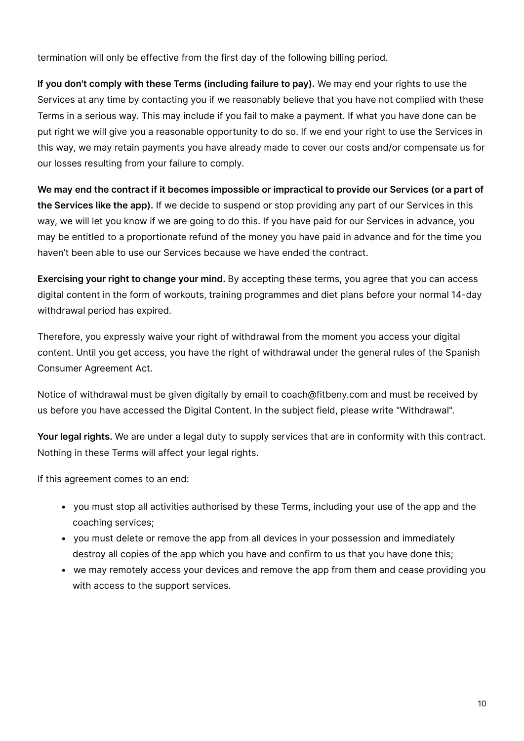termination will only be effective from the first day of the following billing period.

**If you don't comply with these Terms (including failure to pay).** We may end your rights to use the Services at any time by contacting you if we reasonably believe that you have not complied with these Terms in a serious way. This may include if you fail to make a payment. If what you have done can be put right we will give you a reasonable opportunity to do so. If we end your right to use the Services in this way, we may retain payments you have already made to cover our costs and/or compensate us for our losses resulting from your failure to comply.

**We may end the contract if it becomes impossible or impractical to provide our Services (or a part of the Services like the app).** If we decide to suspend or stop providing any part of our Services in this way, we will let you know if we are going to do this. If you have paid for our Services in advance, you may be entitled to a proportionate refund of the money you have paid in advance and for the time you haven't been able to use our Services because we have ended the contract.

**Exercising your right to change your mind.** By accepting these terms, you agree that you can access digital content in the form of workouts, training programmes and diet plans before your normal 14-day withdrawal period has expired.

Therefore, you expressly waive your right of withdrawal from the moment you access your digital content. Until you get access, you have the right of withdrawal under the general rules of the Spanish Consumer Agreement Act.

Notice of withdrawal must be given digitally by email to coach@fitbeny.com and must be received by us before you have accessed the Digital Content. In the subject field, please write "Withdrawal".

**Your legal rights.** We are under a legal duty to supply services that are in conformity with this contract. Nothing in these Terms will affect your legal rights.

If this agreement comes to an end:

- you must stop all activities authorised by these Terms, including your use of the app and the coaching services;
- you must delete or remove the app from all devices in your possession and immediately destroy all copies of the app which you have and confirm to us that you have done this;
- we may remotely access your devices and remove the app from them and cease providing you with access to the support services.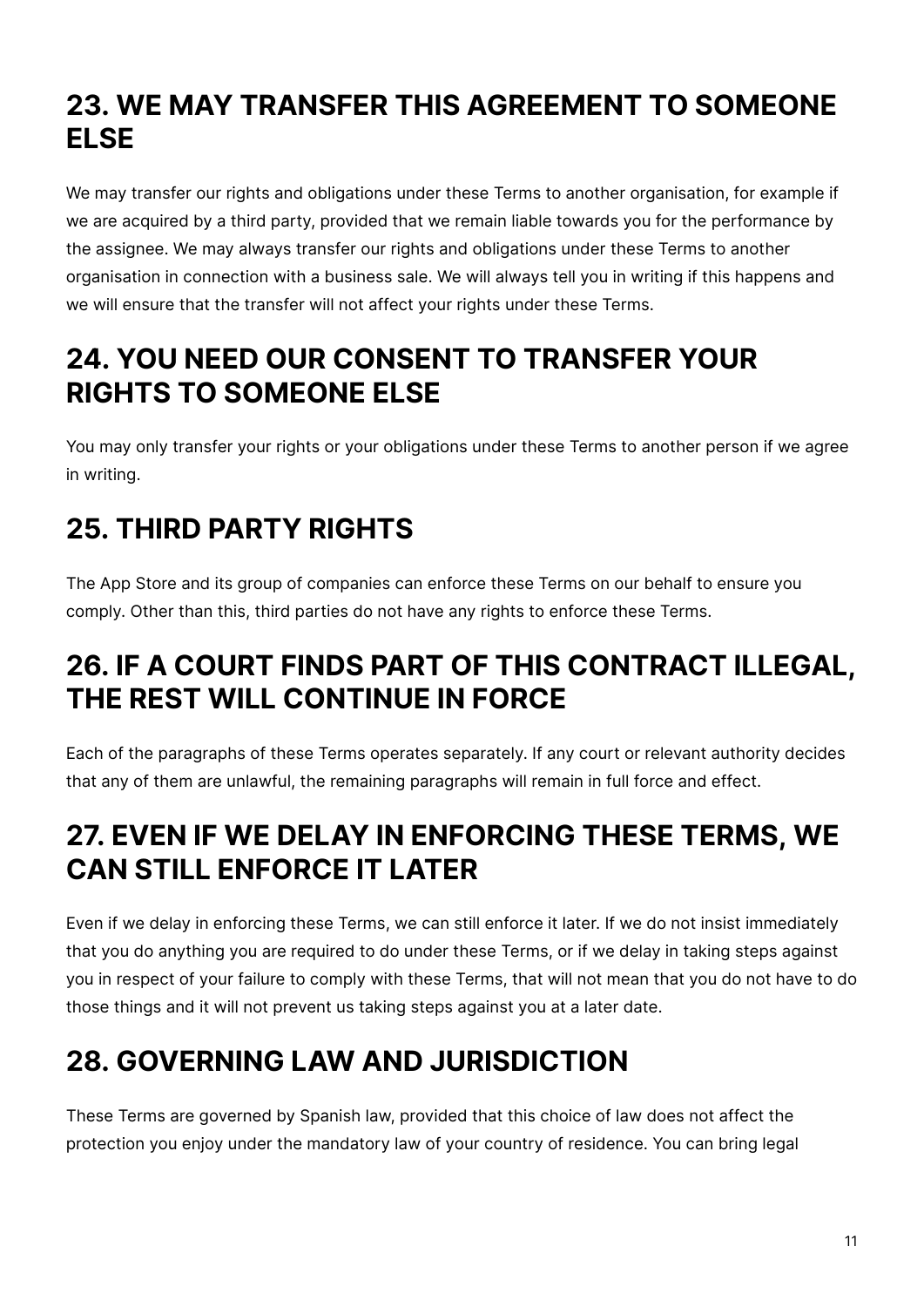## 23. WE MAY TRANSFER THIS AGREEMENT TO SOMEONE ELSE

We may transfer our rights and obligations under these Terms to another organisation, for example if we are acquired by a third party, provided that we remain liable towards you for the performance by the assignee. We may always transfer our rights and obligations under these Terms to another organisation in connection with a business sale. We will always tell you in writing if this happens and we will ensure that the transfer will not affect your rights under these Terms.

## 24. YOU NEED OUR CONSENT TO TRANSFER YOUR RIGHTS TO SOMEONE ELSE

You may only transfer your rights or your obligations under these Terms to another person if we agree in writing.

## 25. THIRD PARTY RIGHTS

The App Store and its group of companies can enforce these Terms on our behalf to ensure you comply. Other than this, third parties do not have any rights to enforce these Terms.

## 26. IF A COURT FINDS PART OF THIS CONTRACT ILLEGAL, THE REST WILL CONTINUE IN FORCE

Each of the paragraphs of these Terms operates separately. If any court or relevant authority decides that any of them are unlawful, the remaining paragraphs will remain in full force and effect.

## 27. EVEN IF WE DELAY IN ENFORCING THESE TERMS, WE CAN STILL ENFORCE IT LATER

Even if we delay in enforcing these Terms, we can still enforce it later. If we do not insist immediately that you do anything you are required to do under these Terms, or if we delay in taking steps against you in respect of your failure to comply with these Terms, that will not mean that you do not have to do those things and it will not prevent us taking steps against you at a later date.

## 28. GOVERNING LAW AND JURISDICTION

These Terms are governed by Spanish law, provided that this choice of law does not affect the protection you enjoy under the mandatory law of your country of residence. You can bring legal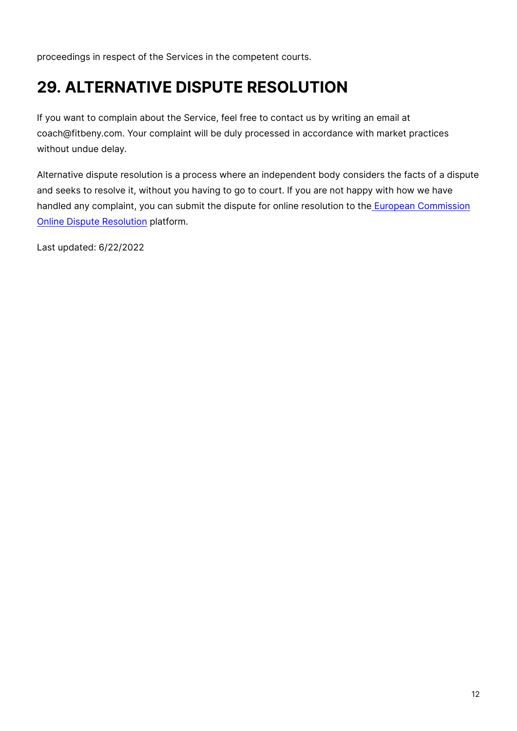proceedings in respect of the Services in the competent courts.

## 29. ALTERNATIVE DISPUTE RESOLUTION

If you want to complain about the Service, feel free to contact us by writing an email at coach@fitbeny.com. Your complaint will be duly processed in accordance with market practices without undue delay.

Alternative dispute resolution is a process where an independent body considers the facts of a dispute and seeks to resolve it, without you having to go to court. If you are not happy with how we have handled any complaint, you can submit the dispute for online resolution to the European Commission Online Dispute Resolution platform.

Last updated: 6/22/2022